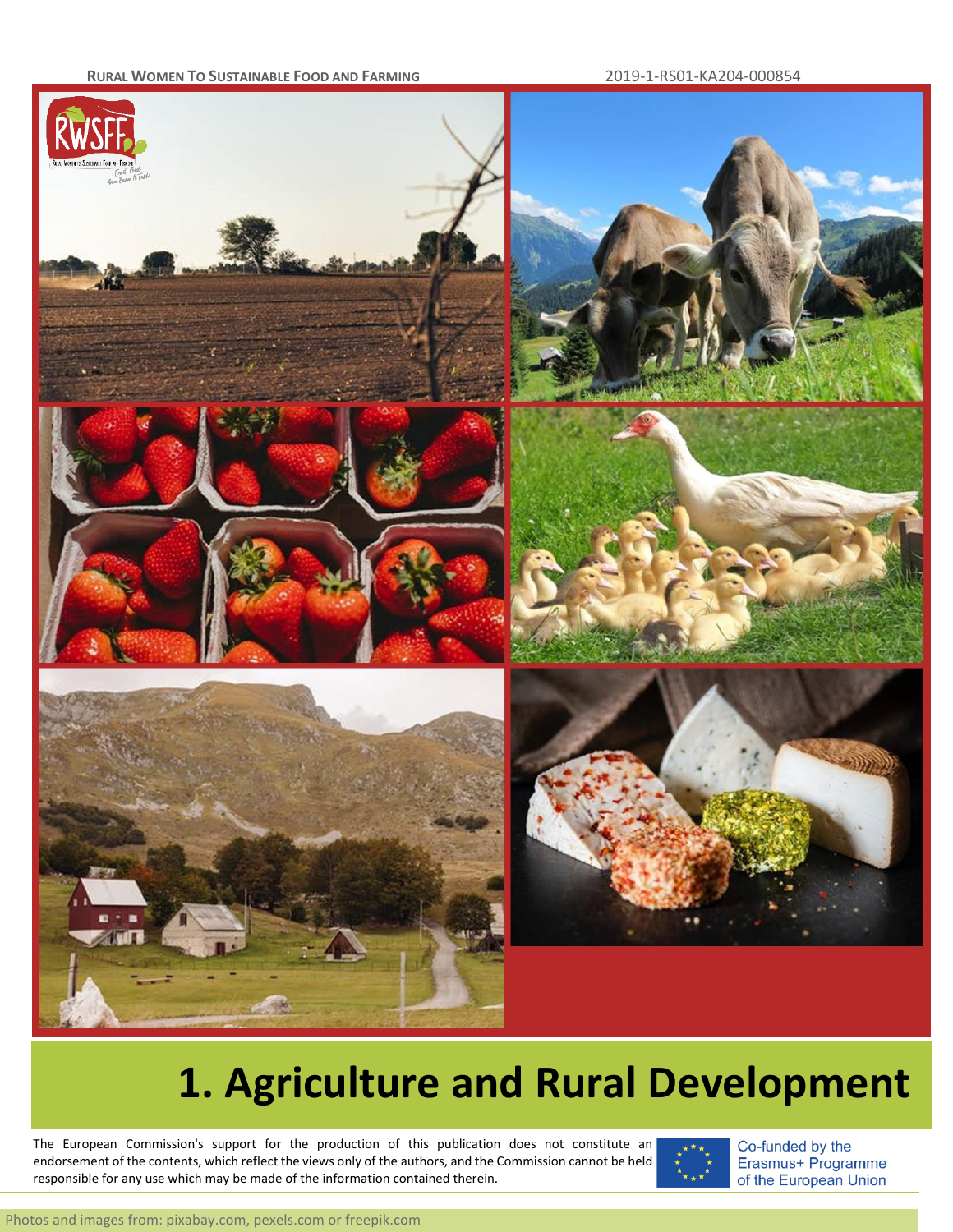RURAL WOMEN TO SUSTAINABLE FOOD AND FARMING

2019-1-RS01-KA204-000854

# 1. Agriculture and Rural Development

The European Commission's support for the production of this publication does not constitute an endorsement of the contents, which reflect the views only of the authors, and the Commission cannot be held responsible for any use which may be made of the information contained therein.

Co-funded by the Erasmus+ Programme of the European Union

Photos and images from: pixabay.com, pexels.com or freepik.com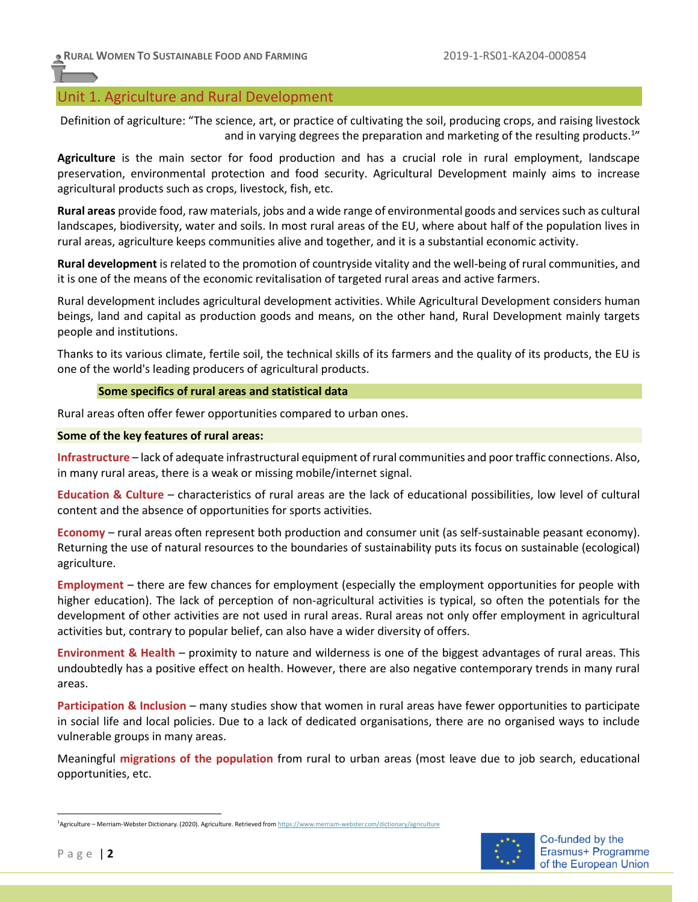## Unit 1. Agriculture and Rural Development

Definition of agriculture: "The science, art, or practice of cultivating the soil, producing crops, and raising livestock and in varying degrees the preparation and marketing of the resulting products.[1]"

**Agriculture** is the main sector for food production and has a crucial role in rural employment, landscape preservation, environmental protection and food security. Agricultural Development mainly aims to increase agricultural products such as crops, livestock, fish, etc.

**Rural areas** provide food, raw materials, jobs and a wide range of environmental goods and services such as cultural landscapes, biodiversity, water and soils. In most rural areas of the EU, where about half of the population lives in rural areas, agriculture keeps communities alive and together, and it is a substantial economic activity.

**Rural development** is related to the promotion of countryside vitality and the well-being of rural communities, and it is one of the means of the economic revitalisation of targeted rural areas and active farmers.

Rural development includes agricultural development activities. While Agricultural Development considers human beings, land and capital as production goods and means, on the other hand, Rural Development mainly targets people and institutions.

Thanks to its various climate, fertile soil, the technical skills of its farmers and the quality of its products, the EU is one of the world's leading producers of agricultural products.

### Some specifics of rural areas and statistical data

Rural areas often offer fewer opportunities compared to urban ones.

**Some of the key features of rural areas:**

**Infrastructure** – lack of adequate infrastructural equipment of rural communities and poor traffic connections. Also, in many rural areas, there is a weak or missing mobile/internet signal.

**Education & Culture** – characteristics of rural areas are the lack of educational possibilities, low level of cultural content and the absence of opportunities for sports activities.

**Economy** – rural areas often represent both production and consumer unit (as self-sustainable peasant economy). Returning the use of natural resources to the boundaries of sustainability puts its focus on sustainable (ecological) agriculture.

**Employment** – there are few chances for employment (especially the employment opportunities for people with higher education). The lack of perception of non-agricultural activities is typical, so often the potentials for the development of other activities are not used in rural areas. Rural areas not only offer employment in agricultural activities but, contrary to popular belief, can also have a wider diversity of offers.

**Environment & Health** – proximity to nature and wilderness is one of the biggest advantages of rural areas. This undoubtedly has a positive effect on health. However, there are also negative contemporary trends in many rural areas.

**Participation & Inclusion** – many studies show that women in rural areas have fewer opportunities to participate in social life and local policies. Due to a lack of dedicated organisations, there are no organised ways to include vulnerable groups in many areas.

Meaningful **migrations of the population** from rural to urban areas (most leave due to job search, educational opportunities, etc.

---

[1] Agriculture – Merriam-Webster Dictionary. (2020). Agriculture. Retrieved from https://www.merriam-webster.com/dictionary/agriculture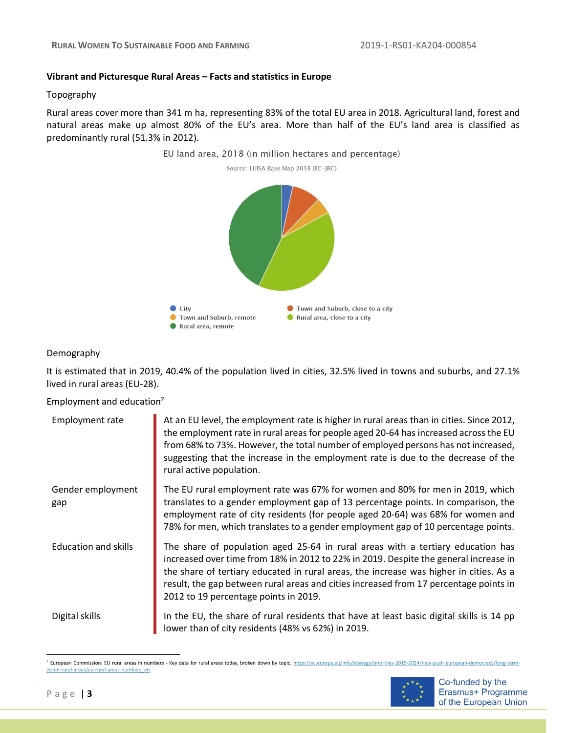**Vibrant and Picturesque Rural Areas – Facts and statistics in Europe**

Topography

Rural areas cover more than 341 m ha, representing 83% of the total EU area in 2018. Agricultural land, forest and natural areas make up almost 80% of the EU's area. More than half of the EU's land area is classified as predominantly rural (51.3% in 2012).

EU land area, 2018 (in million hectares and percentage)

Source: LUISA Base Map 2018 (EC-JRC)

- City
- Town and Suburb, close to a city
- Town and Suburb, remote
- Rural area, close to a city
- Rural area, remote

Demography

It is estimated that in 2019, 40.4% of the population lived in cities, 32.5% lived in towns and suburbs, and 27.1% lived in rural areas (EU-28).

Employment and education[2]

| | |
|---|---|
| Employment rate | At an EU level, the employment rate is higher in rural areas than in cities. Since 2012, the employment rate in rural areas for people aged 20-64 has increased across the EU from 68% to 73%. However, the total number of employed persons has not increased, suggesting that the increase in the employment rate is due to the decrease of the rural active population. |
| Gender employment gap | The EU rural employment rate was 67% for women and 80% for men in 2019, which translates to a gender employment gap of 13 percentage points. In comparison, the employment rate of city residents (for people aged 20-64) was 68% for women and 78% for men, which translates to a gender employment gap of 10 percentage points. |
| Education and skills | The share of population aged 25-64 in rural areas with a tertiary education has increased over time from 18% in 2012 to 22% in 2019. Despite the general increase in the share of tertiary educated in rural areas, the increase was higher in cities. As a result, the gap between rural areas and cities increased from 17 percentage points in 2012 to 19 percentage points in 2019. |
| Digital skills | In the EU, the share of rural residents that have at least basic digital skills is 14 pp lower than of city residents (48% vs 62%) in 2019. |

[2] European Commission: EU rural areas in numbers - Key data for rural areas today, broken down by topic. https://ec.europa.eu/info/strategy/priorities-2019-2024/new-push-european-democracy/long-term-vision-rural-areas/eu-rural-areas-numbers_en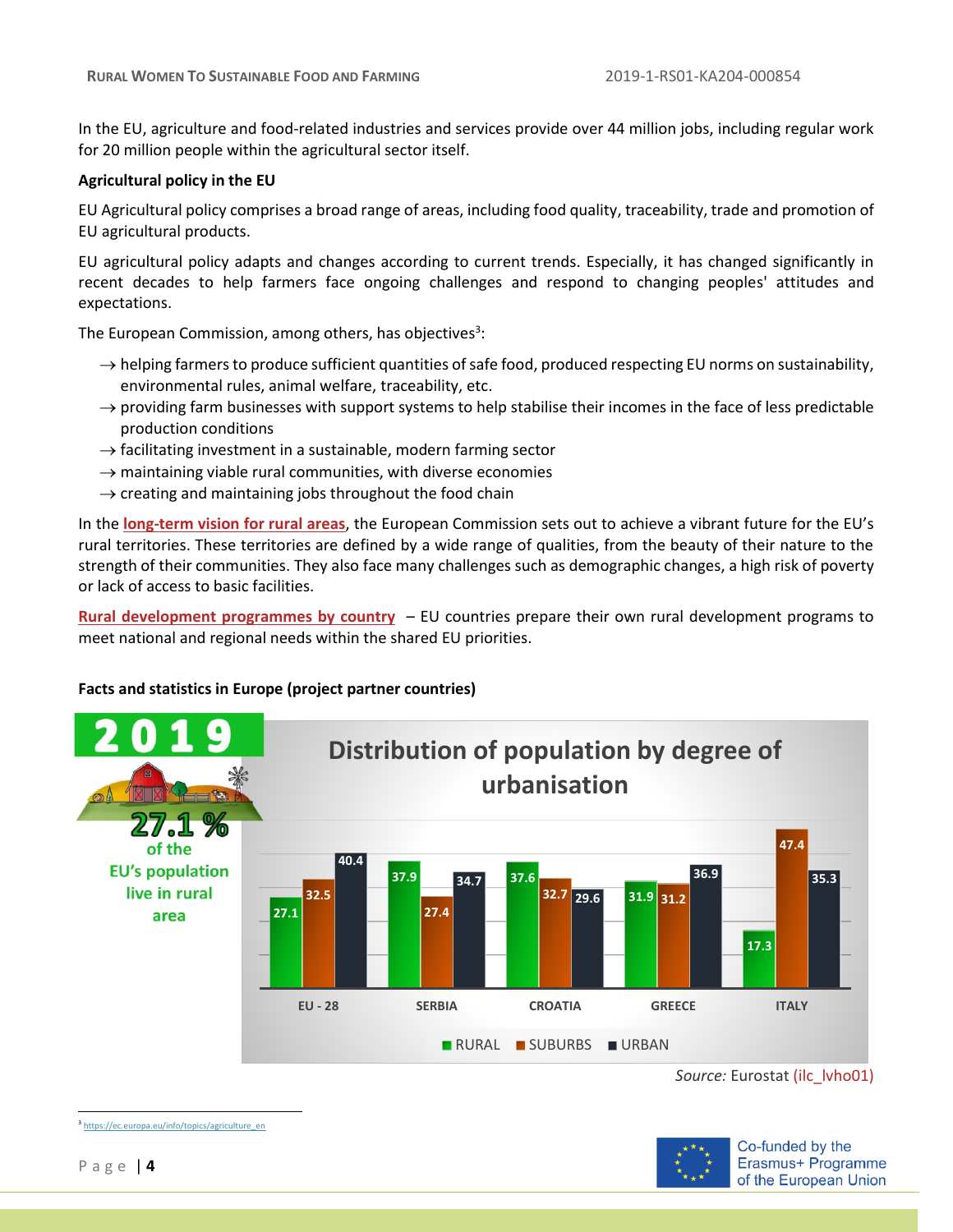In the EU, agriculture and food-related industries and services provide over 44 million jobs, including regular work for 20 million people within the agricultural sector itself.

**Agricultural policy in the EU**

EU Agricultural policy comprises a broad range of areas, including food quality, traceability, trade and promotion of EU agricultural products.

EU agricultural policy adapts and changes according to current trends. Especially, it has changed significantly in recent decades to help farmers face ongoing challenges and respond to changing peoples' attitudes and expectations.

The European Commission, among others, has objectives[3]:

- → helping farmers to produce sufficient quantities of safe food, produced respecting EU norms on sustainability, environmental rules, animal welfare, traceability, etc.
- → providing farm businesses with support systems to help stabilise their incomes in the face of less predictable production conditions
- → facilitating investment in a sustainable, modern farming sector
- → maintaining viable rural communities, with diverse economies
- → creating and maintaining jobs throughout the food chain

In the **long-term vision for rural areas**, the European Commission sets out to achieve a vibrant future for the EU's rural territories. These territories are defined by a wide range of qualities, from the beauty of their nature to the strength of their communities. They also face many challenges such as demographic changes, a high risk of poverty or lack of access to basic facilities.

**Rural development programmes by country** – EU countries prepare their own rural development programs to meet national and regional needs within the shared EU priorities.

**Facts and statistics in Europe (project partner countries)**

**2019**

27.1 % of the EU's population live in rural area

**Distribution of population by degree of urbanisation**

| | RURAL | SUBURBS | URBAN |
|---|---|---|---|
| EU - 28 | 27.1 | 32.5 | 40.4 |
| SERBIA | 37.9 | 27.4 | 34.7 |
| CROATIA | 37.6 | 32.7 | 29.6 |
| GREECE | 31.9 | 31.2 | 36.9 |
| ITALY | 17.3 | 47.4 | 35.3 |

*Source:* Eurostat (ilc_lvho01)

[3] https://ec.europa.eu/info/topics/agriculture_en

Co-funded by the Erasmus+ Programme of the European Union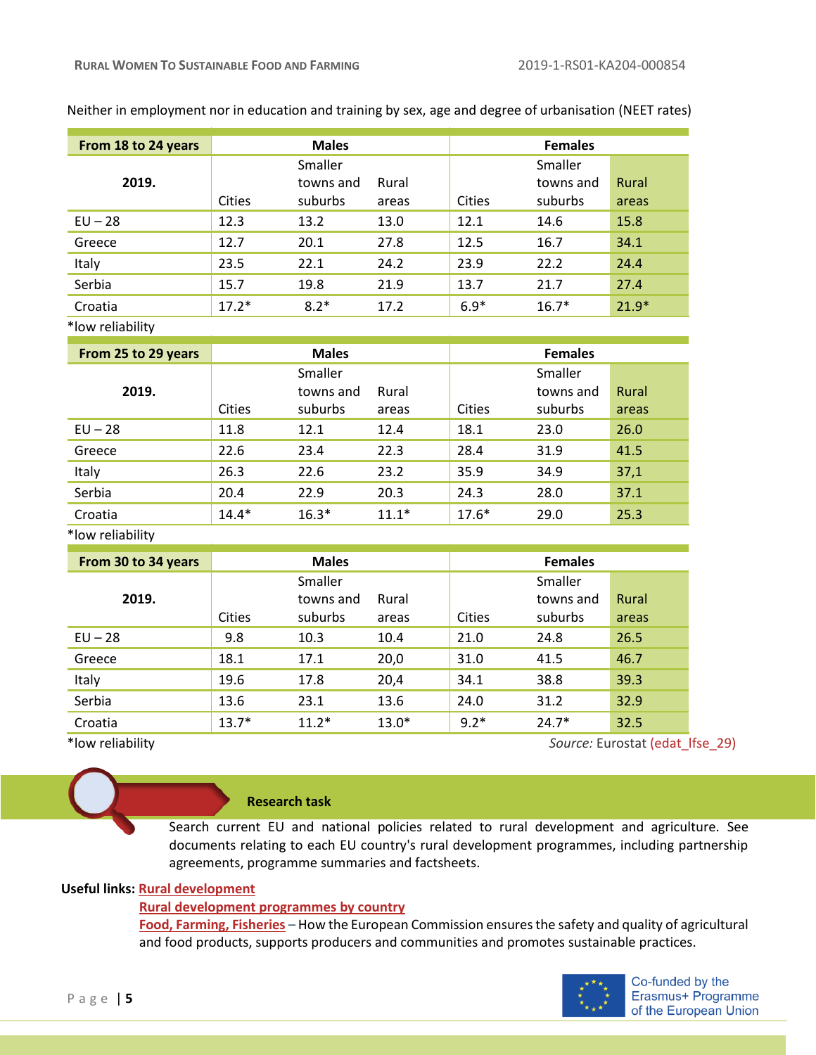Neither in employment nor in education and training by sex, age and degree of urbanisation (NEET rates)

| From 18 to 24 years | Males | | | Females | | |
|---|---|---|---|---|---|---|
| 2019. | Cities | Smaller towns and suburbs | Rural areas | Cities | Smaller towns and suburbs | Rural areas |
| EU – 28 | 12.3 | 13.2 | 13.0 | 12.1 | 14.6 | 15.8 |
| Greece | 12.7 | 20.1 | 27.8 | 12.5 | 16.7 | 34.1 |
| Italy | 23.5 | 22.1 | 24.2 | 23.9 | 22.2 | 24.4 |
| Serbia | 15.7 | 19.8 | 21.9 | 13.7 | 21.7 | 27.4 |
| Croatia | 17.2* | 8.2* | 17.2 | 6.9* | 16.7* | 21.9* |

*low reliability

| From 25 to 29 years | Males | | | Females | | |
|---|---|---|---|---|---|---|
| 2019. | Cities | Smaller towns and suburbs | Rural areas | Cities | Smaller towns and suburbs | Rural areas |
| EU – 28 | 11.8 | 12.1 | 12.4 | 18.1 | 23.0 | 26.0 |
| Greece | 22.6 | 23.4 | 22.3 | 28.4 | 31.9 | 41.5 |
| Italy | 26.3 | 22.6 | 23.2 | 35.9 | 34.9 | 37,1 |
| Serbia | 20.4 | 22.9 | 20.3 | 24.3 | 28.0 | 37.1 |
| Croatia | 14.4* | 16.3* | 11.1* | 17.6* | 29.0 | 25.3 |

*low reliability

| From 30 to 34 years | Males | | | Females | | |
|---|---|---|---|---|---|---|
| 2019. | Cities | Smaller towns and suburbs | Rural areas | Cities | Smaller towns and suburbs | Rural areas |
| EU – 28 | 9.8 | 10.3 | 10.4 | 21.0 | 24.8 | 26.5 |
| Greece | 18.1 | 17.1 | 20,0 | 31.0 | 41.5 | 46.7 |
| Italy | 19.6 | 17.8 | 20,4 | 34.1 | 38.8 | 39.3 |
| Serbia | 13.6 | 23.1 | 13.6 | 24.0 | 31.2 | 32.9 |
| Croatia | 13.7* | 11.2* | 13.0* | 9.2* | 24.7* | 32.5 |

*low reliability

*Source:* Eurostat (edat_lfse_29)

**Research task**

Search current EU and national policies related to rural development and agriculture. See documents relating to each EU country's rural development programmes, including partnership agreements, programme summaries and factsheets.

**Useful links:** Rural development

Rural development programmes by country

Food, Farming, Fisheries – How the European Commission ensures the safety and quality of agricultural and food products, supports producers and communities and promotes sustainable practices.

Co-funded by the Erasmus+ Programme of the European Union